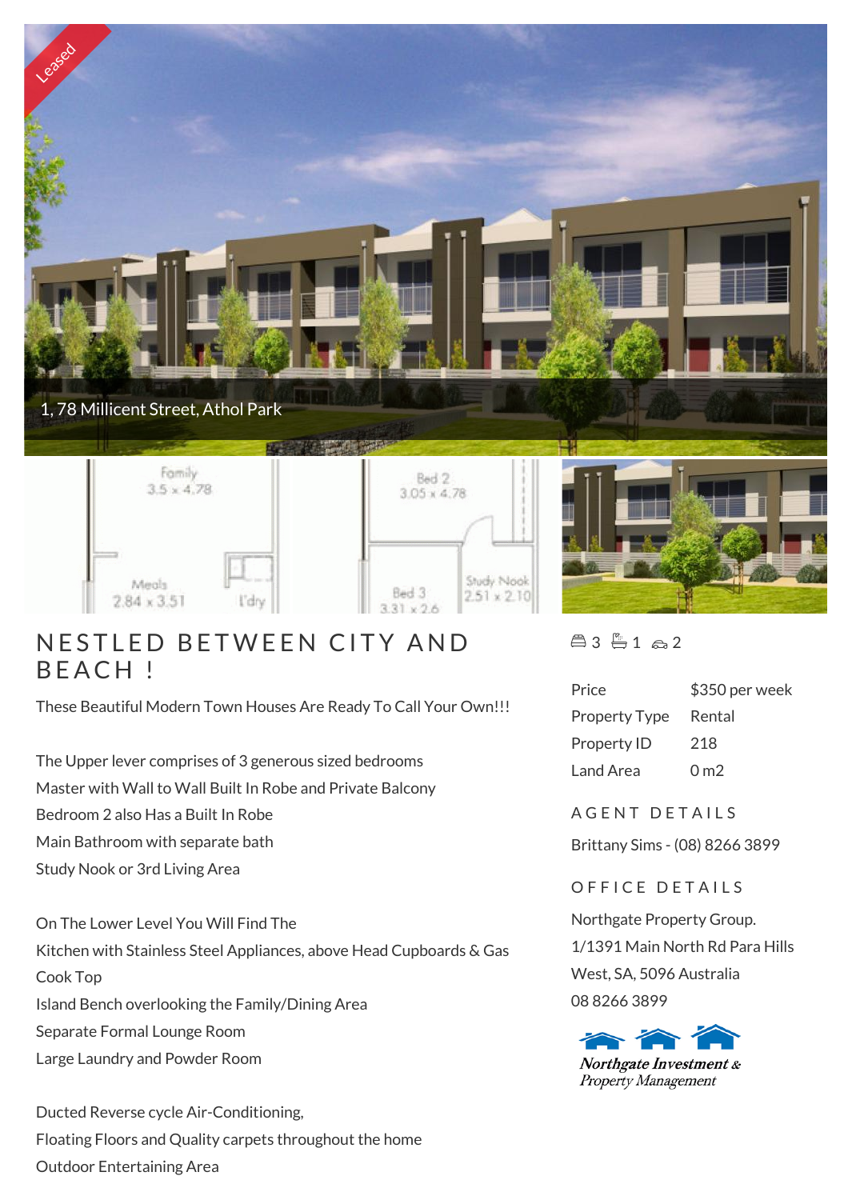Leased

1, 78 Millicent Street, Athol Park

# NESTLED BETWEEN CITY AND BEACH !

These Beautiful Modern Town Houses Are Ready To Call Your Own!!!

The Upper lever comprises of 3 generous sized bedrooms
Master with Wall to Wall Built In Robe and Private Balcony
Bedroom 2 also Has a Built In Robe
Main Bathroom with separate bath
Study Nook or 3rd Living Area

On The Lower Level You Will Find The
Kitchen with Stainless Steel Appliances, above Head Cupboards & Gas Cook Top
Island Bench overlooking the Family/Dining Area
Separate Formal Lounge Room
Large Laundry and Powder Room

Ducted Reverse cycle Air-Conditioning,
Floating Floors and Quality carpets throughout the home
Outdoor Entertaining Area

3 1 2

| | |
|---|---|
| Price | $350 per week |
| Property Type | Rental |
| Property ID | 218 |
| Land Area | 0 m2 |

## AGENT DETAILS

Brittany Sims - (08) 8266 3899

## OFFICE DETAILS

Northgate Property Group.
1/1391 Main North Rd Para Hills West, SA, 5096 Australia
08 8266 3899

Northgate Investment & Property Management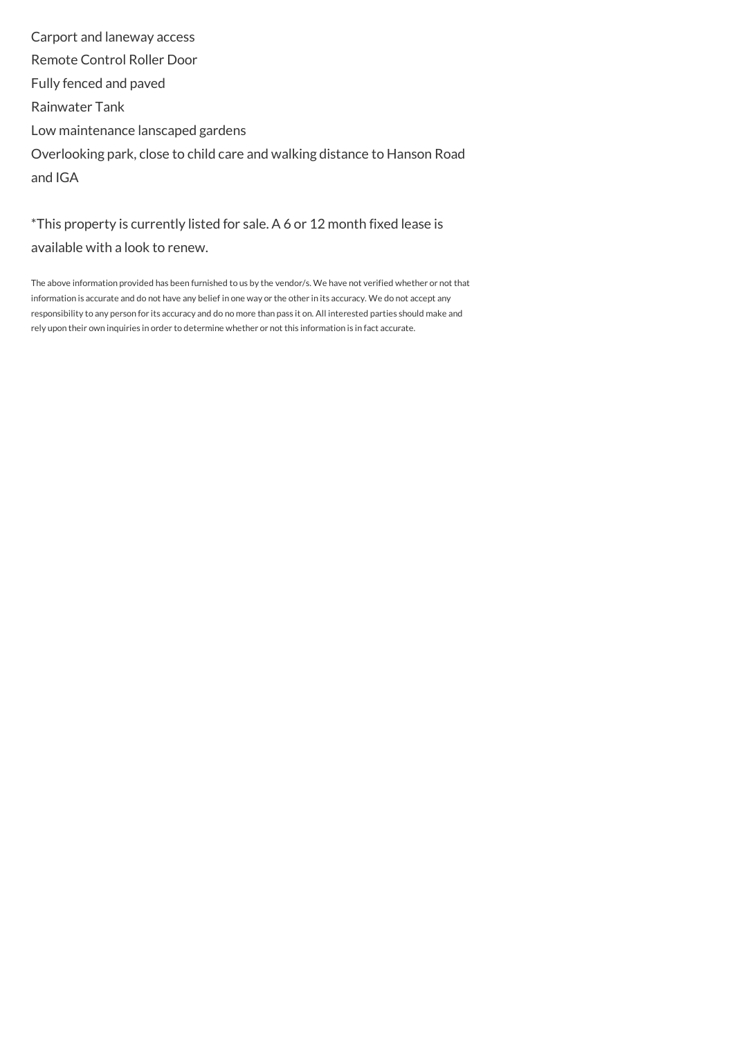Carport and laneway access

Remote Control Roller Door

Fully fenced and paved

Rainwater Tank

Low maintenance lanscaped gardens

Overlooking park, close to child care and walking distance to Hanson Road and IGA

*This property is currently listed for sale. A 6 or 12 month fixed lease is available with a look to renew.

The above information provided has been furnished to us by the vendor/s. We have not verified whether or not that information is accurate and do not have any belief in one way or the other in its accuracy. We do not accept any responsibility to any person for its accuracy and do no more than pass it on. All interested parties should make and rely upon their own inquiries in order to determine whether or not this information is in fact accurate.